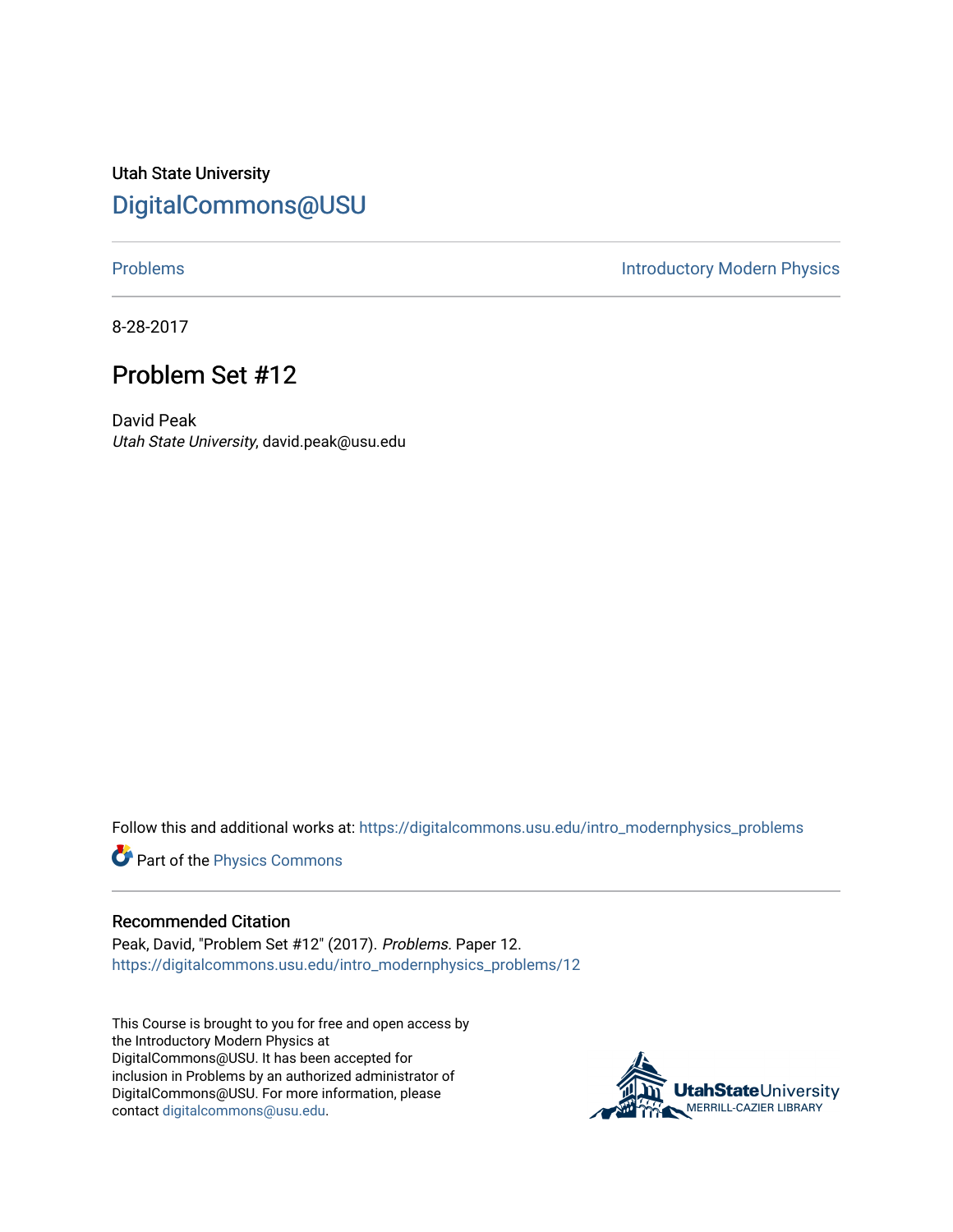Utah State University

# DigitalCommons@USU

Problems | Introductory Modern Physics

8-28-2017

## Problem Set #12

David Peak

*Utah State University*, david.peak@usu.edu

Follow this and additional works at: https://digitalcommons.usu.edu/intro_modernphysics_problems

Part of the Physics Commons

### Recommended Citation

Peak, David, "Problem Set #12" (2017). *Problems.* Paper 12.
https://digitalcommons.usu.edu/intro_modernphysics_problems/12

This Course is brought to you for free and open access by the Introductory Modern Physics at DigitalCommons@USU. It has been accepted for inclusion in Problems by an authorized administrator of DigitalCommons@USU. For more information, please contact digitalcommons@usu.edu.

UtahStateUniversity
MERRILL-CAZIER LIBRARY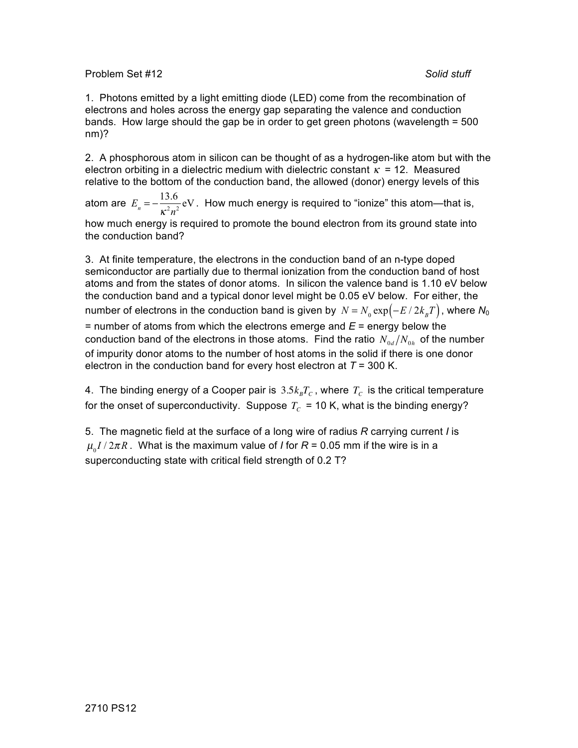Problem Set #12 *Solid stuff*

1. Photons emitted by a light emitting diode (LED) come from the recombination of electrons and holes across the energy gap separating the valence and conduction bands. How large should the gap be in order to get green photons (wavelength = 500 nm)?

2. A phosphorous atom in silicon can be thought of as a hydrogen-like atom but with the electron orbiting in a dielectric medium with dielectric constant $\kappa$ = 12. Measured relative to the bottom of the conduction band, the allowed (donor) energy levels of this atom are $E_n = -\frac{13.6}{\kappa^2 n^2}\,\mathrm{eV}$. How much energy is required to "ionize" this atom—that is, how much energy is required to promote the bound electron from its ground state into the conduction band?

3. At finite temperature, the electrons in the conduction band of an n-type doped semiconductor are partially due to thermal ionization from the conduction band of host atoms and from the states of donor atoms. In silicon the valence band is 1.10 eV below the conduction band and a typical donor level might be 0.05 eV below. For either, the number of electrons in the conduction band is given by $N = N_0 \exp\left(-E/2k_B T\right)$, where $N_0$ = number of atoms from which the electrons emerge and $E$ = energy below the conduction band of the electrons in those atoms. Find the ratio $N_{0d}/N_{0h}$ of the number of impurity donor atoms to the number of host atoms in the solid if there is one donor electron in the conduction band for every host electron at $T$ = 300 K.

4. The binding energy of a Cooper pair is $3.5k_B T_C$, where $T_C$ is the critical temperature for the onset of superconductivity. Suppose $T_C$ = 10 K, what is the binding energy?

5. The magnetic field at the surface of a long wire of radius $R$ carrying current $I$ is $\mu_0 I / 2\pi R$. What is the maximum value of $I$ for $R$ = 0.05 mm if the wire is in a superconducting state with critical field strength of 0.2 T?